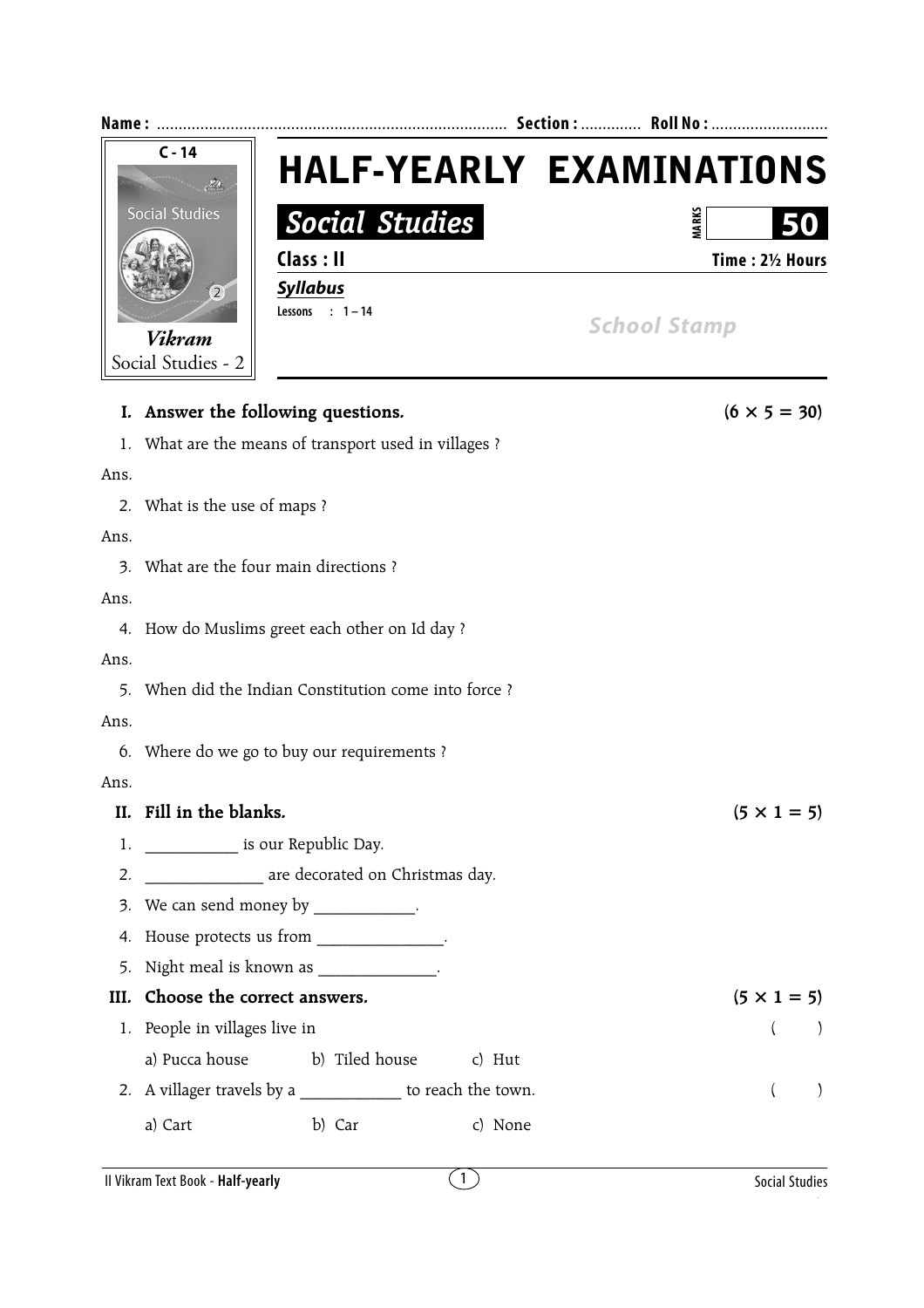**Name :** ............................................................................... **Section :** ............. **Roll No :** ...........................

C - 14

Social Studies

*Vikram*
Social Studies - 2

# HALF-YEARLY EXAMINATIONS

## *Social Studies*

MARKS **50**

**Class : II** **Time : 2½ Hours**

***Syllabus***

Lessons : 1 – 14

*School Stamp*

**I. Answer the following questions.** **(6 × 5 = 30)**

1. What are the means of transport used in villages ?

Ans.

2. What is the use of maps ?

Ans.

3. What are the four main directions ?

Ans.

4. How do Muslims greet each other on Id day ?

Ans.

5. When did the Indian Constitution come into force ?

Ans.

6. Where do we go to buy our requirements ?

Ans.

**II. Fill in the blanks.** **(5 × 1 = 5)**

1. __________ is our Republic Day.
2. _____________ are decorated on Christmas day.
3. We can send money by ___________.
4. House protects us from ______________.
5. Night meal is known as _____________.

**III. Choose the correct answers.** **(5 × 1 = 5)**

1. People in villages live in ( )

   a) Pucca house b) Tiled house c) Hut

2. A villager travels by a ___________ to reach the town. ( )

   a) Cart b) Car c) None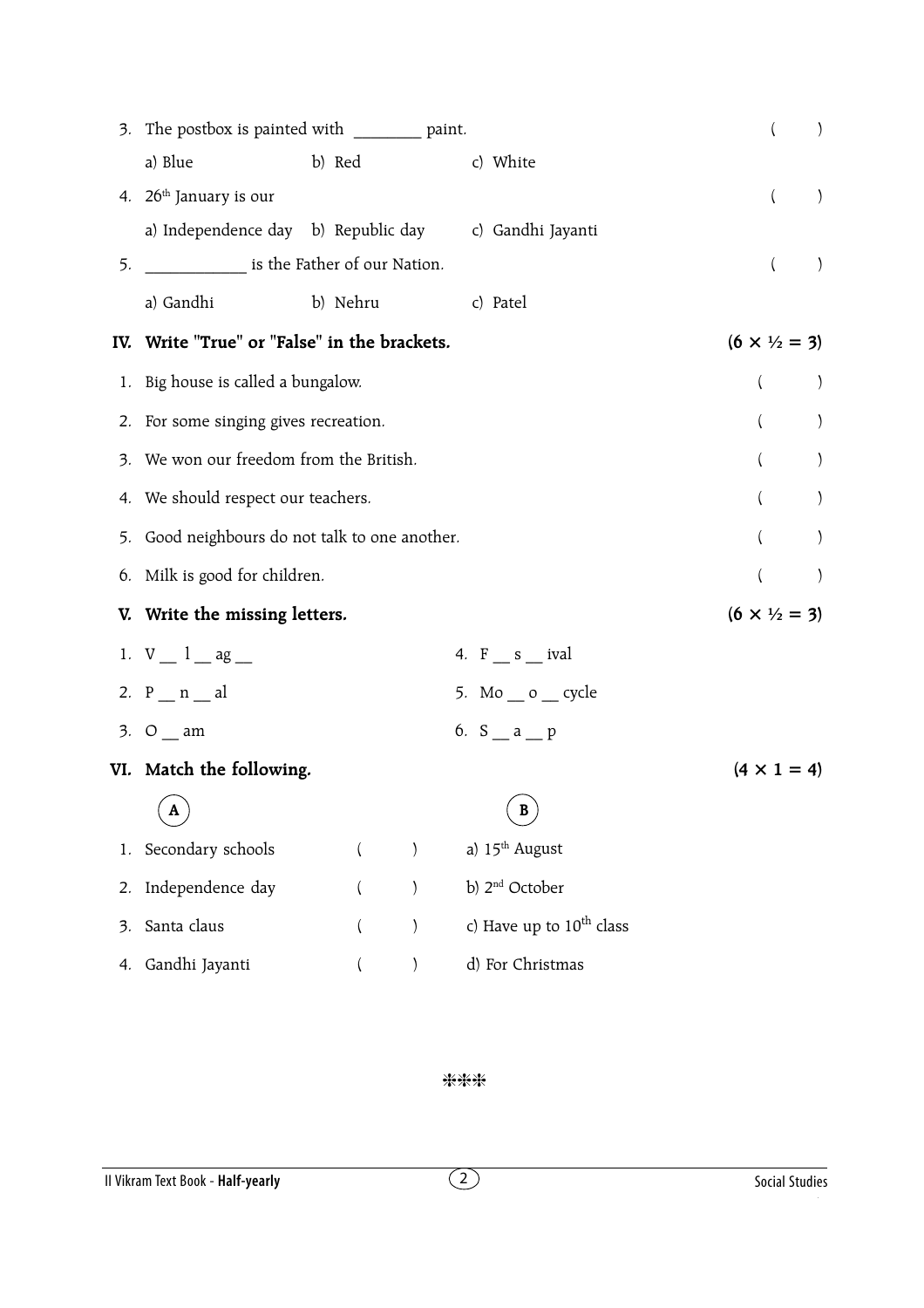3. The postbox is painted with ________ paint. ( )

   a) Blue b) Red c) White

4. 26th January is our ( )

   a) Independence day b) Republic day c) Gandhi Jayanti

5. ____________ is the Father of our Nation. ( )

   a) Gandhi b) Nehru c) Patel

## IV. Write "True" or "False" in the brackets. (6 × ½ = 3)

1. Big house is called a bungalow. ( )
2. For some singing gives recreation. ( )
3. We won our freedom from the British. ( )
4. We should respect our teachers. ( )
5. Good neighbours do not talk to one another. ( )
6. Milk is good for children. ( )

## V. Write the missing letters. (6 × ½ = 3)

1. V __ l __ ag __
2. P __ n __ al
3. O __ am
4. F __ s __ ival
5. Mo __ o __ cycle
6. S __ a __ p

## VI. Match the following. (4 × 1 = 4)

| A | | B |
|---|---|---|
| 1. Secondary schools | ( ) | a) 15th August |
| 2. Independence day | ( ) | b) 2nd October |
| 3. Santa claus | ( ) | c) Have up to 10th class |
| 4. Gandhi Jayanti | ( ) | d) For Christmas |

\*\*\*